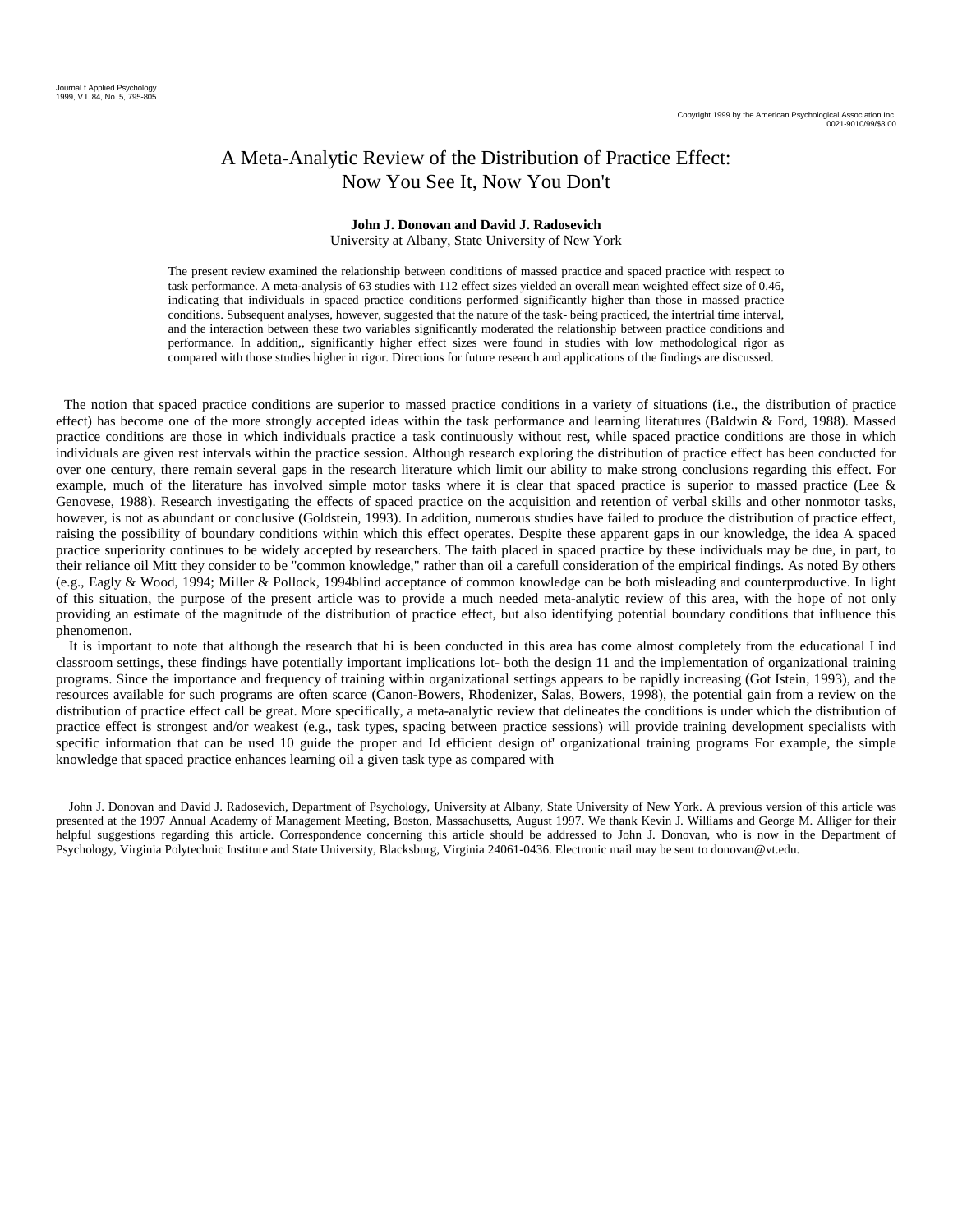# A Meta-Analytic Review of the Distribution of Practice Effect: Now You See It, Now You Don't

**John J. Donovan and David J. Radosevich**
University at Albany, State University of New York

The present review examined the relationship between conditions of massed practice and spaced practice with respect to task performance. A meta-analysis of 63 studies with 112 effect sizes yielded an overall mean weighted effect size of 0.46, indicating that individuals in spaced practice conditions performed significantly higher than those in massed practice conditions. Subsequent analyses, however, suggested that the nature of the task- being practiced, the intertrial time interval, and the interaction between these two variables significantly moderated the relationship between practice conditions and performance. In addition,, significantly higher effect sizes were found in studies with low methodological rigor as compared with those studies higher in rigor. Directions for future research and applications of the findings are discussed.

The notion that spaced practice conditions are superior to massed practice conditions in a variety of situations (i.e., the distribution of practice effect) has become one of the more strongly accepted ideas within the task performance and learning literatures (Baldwin & Ford, 1988). Massed practice conditions are those in which individuals practice a task continuously without rest, while spaced practice conditions are those in which individuals are given rest intervals within the practice session. Although research exploring the distribution of practice effect has been conducted for over one century, there remain several gaps in the research literature which limit our ability to make strong conclusions regarding this effect. For example, much of the literature has involved simple motor tasks where it is clear that spaced practice is superior to massed practice (Lee & Genovese, 1988). Research investigating the effects of spaced practice on the acquisition and retention of verbal skills and other nonmotor tasks, however, is not as abundant or conclusive (Goldstein, 1993). In addition, numerous studies have failed to produce the distribution of practice effect, raising the possibility of boundary conditions within which this effect operates. Despite these apparent gaps in our knowledge, the idea A spaced practice superiority continues to be widely accepted by researchers. The faith placed in spaced practice by these individuals may be due, in part, to their reliance oil Mitt they consider to be "common knowledge," rather than oil a carefull consideration of the empirical findings. As noted By others (e.g., Eagly & Wood, 1994; Miller & Pollock, 1994blind acceptance of common knowledge can be both misleading and counterproductive. In light of this situation, the purpose of the present article was to provide a much needed meta-analytic review of this area, with the hope of not only providing an estimate of the magnitude of the distribution of practice effect, but also identifying potential boundary conditions that influence this phenomenon.

It is important to note that although the research that hi is been conducted in this area has come almost completely from the educational Lind classroom settings, these findings have potentially important implications lot- both the design 11 and the implementation of organizational training programs. Since the importance and frequency of training within organizational settings appears to be rapidly increasing (Got Istein, 1993), and the resources available for such programs are often scarce (Canon-Bowers, Rhodenizer, Salas, Bowers, 1998), the potential gain from a review on the distribution of practice effect call be great. More specifically, a meta-analytic review that delineates the conditions is under which the distribution of practice effect is strongest and/or weakest (e.g., task types, spacing between practice sessions) will provide training development specialists with specific information that can be used 10 guide the proper and Id efficient design of' organizational training programs For example, the simple knowledge that spaced practice enhances learning oil a given task type as compared with

John J. Donovan and David J. Radosevich, Department of Psychology, University at Albany, State University of New York. A previous version of this article was presented at the 1997 Annual Academy of Management Meeting, Boston, Massachusetts, August 1997. We thank Kevin J. Williams and George M. Alliger for their helpful suggestions regarding this article. Correspondence concerning this article should be addressed to John J. Donovan, who is now in the Department of Psychology, Virginia Polytechnic Institute and State University, Blacksburg, Virginia 24061-0436. Electronic mail may be sent to donovan@vt.edu.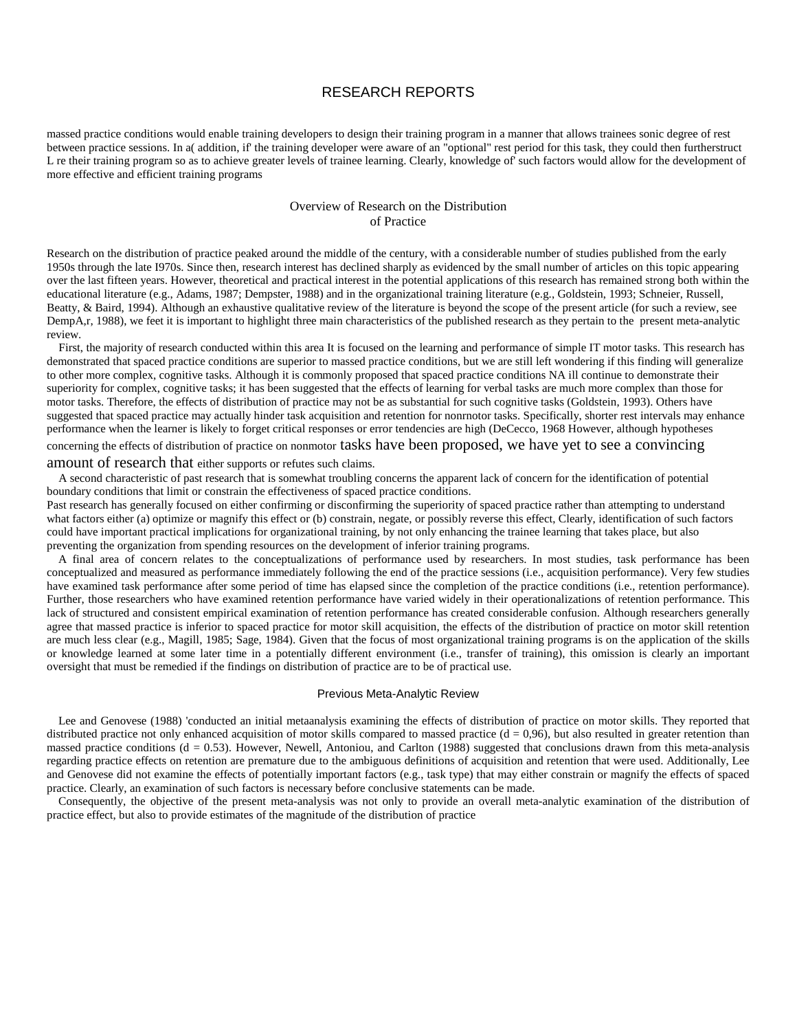massed practice conditions would enable training developers to design their training program in a manner that allows trainees sonic degree of rest between practice sessions. In a( addition, if' the training developer were aware of an "optional" rest period for this task, they could then furtherstruct L re their training program so as to achieve greater levels of trainee learning. Clearly, knowledge of' such factors would allow for the development of more effective and efficient training programs

## Overview of Research on the Distribution of Practice

Research on the distribution of practice peaked around the middle of the century, with a considerable number of studies published from the early 1950s through the late I970s. Since then, research interest has declined sharply as evidenced by the small number of articles on this topic appearing over the last fifteen years. However, theoretical and practical interest in the potential applications of this research has remained strong both within the educational literature (e.g., Adams, 1987; Dempster, 1988) and in the organizational training literature (e.g., Goldstein, 1993; Schneier, Russell, Beatty, & Baird, 1994). Although an exhaustive qualitative review of the literature is beyond the scope of the present article (for such a review, see DempA,r, 1988), we feet it is important to highlight three main characteristics of the published research as they pertain to the present meta-analytic review.

First, the majority of research conducted within this area It is focused on the learning and performance of simple IT motor tasks. This research has demonstrated that spaced practice conditions are superior to massed practice conditions, but we are still left wondering if this finding will generalize to other more complex, cognitive tasks. Although it is commonly proposed that spaced practice conditions NA ill continue to demonstrate their superiority for complex, cognitive tasks; it has been suggested that the effects of learning for verbal tasks are much more complex than those for motor tasks. Therefore, the effects of distribution of practice may not be as substantial for such cognitive tasks (Goldstein, 1993). Others have suggested that spaced practice may actually hinder task acquisition and retention for nonrnotor tasks. Specifically, shorter rest intervals may enhance performance when the learner is likely to forget critical responses or error tendencies are high (DeCecco, 1968 However, although hypotheses concerning the effects of distribution of practice on nonmotor tasks have been proposed, we have yet to see a convincing amount of research that either supports or refutes such claims.

A second characteristic of past research that is somewhat troubling concerns the apparent lack of concern for the identification of potential boundary conditions that limit or constrain the effectiveness of spaced practice conditions.
Past research has generally focused on either confirming or disconfirming the superiority of spaced practice rather than attempting to understand what factors either (a) optimize or magnify this effect or (b) constrain, negate, or possibly reverse this effect, Clearly, identification of such factors could have important practical implications for organizational training, by not only enhancing the trainee learning that takes place, but also preventing the organization from spending resources on the development of inferior training programs.

A final area of concern relates to the conceptualizations of performance used by researchers. In most studies, task performance has been conceptualized and measured as performance immediately following the end of the practice sessions (i.e., acquisition performance). Very few studies have examined task performance after some period of time has elapsed since the completion of the practice conditions (i.e., retention performance). Further, those researchers who have examined retention performance have varied widely in their operationalizations of retention performance. This lack of structured and consistent empirical examination of retention performance has created considerable confusion. Although researchers generally agree that massed practice is inferior to spaced practice for motor skill acquisition, the effects of the distribution of practice on motor skill retention are much less clear (e.g., Magill, 1985; Sage, 1984). Given that the focus of most organizational training programs is on the application of the skills or knowledge learned at some later time in a potentially different environment (i.e., transfer of training), this omission is clearly an important oversight that must be remedied if the findings on distribution of practice are to be of practical use.

### Previous Meta-Analytic Review

Lee and Genovese (1988) 'conducted an initial metaanalysis examining the effects of distribution of practice on motor skills. They reported that distributed practice not only enhanced acquisition of motor skills compared to massed practice ($d = 0,96$), but also resulted in greater retention than massed practice conditions ($d = 0.53$). However, Newell, Antoniou, and Carlton (1988) suggested that conclusions drawn from this meta-analysis regarding practice effects on retention are premature due to the ambiguous definitions of acquisition and retention that were used. Additionally, Lee and Genovese did not examine the effects of potentially important factors (e.g., task type) that may either constrain or magnify the effects of spaced practice. Clearly, an examination of such factors is necessary before conclusive statements can be made.

Consequently, the objective of the present meta-analysis was not only to provide an overall meta-analytic examination of the distribution of practice effect, but also to provide estimates of the magnitude of the distribution of practice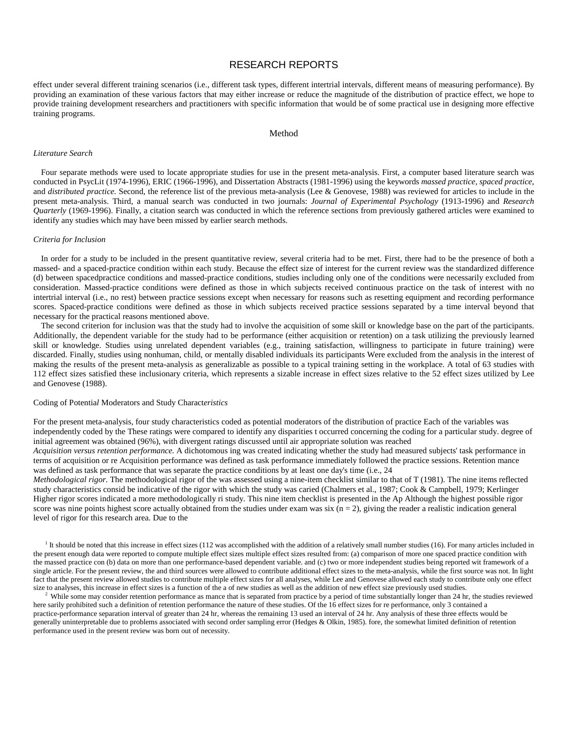effect under several different training scenarios (i.e., different task types, different intertrial intervals, different means of measuring performance). By providing an examination of these various factors that may either increase or reduce the magnitude of the distribution of practice effect, we hope to provide training development researchers and practitioners with specific information that would be of some practical use in designing more effective training programs.

## Method

### *Literature Search*

Four separate methods were used to locate appropriate studies for use in the present meta-analysis. First, a computer based literature search was conducted in PsycLit (1974-1996), ERIC (1966-1996), and Dissertation Abstracts (1981-1996) using the keywords *massed practice, spaced practice,* and *distributed practice.* Second, the reference list of the previous meta-analysis (Lee & Genovese, 1988) was reviewed for articles to include in the present meta-analysis. Third, a manual search was conducted in two journals: *Journal of Experimental Psychology* (1913-1996) and *Research Quarterly* (1969-1996). Finally, a citation search was conducted in which the reference sections from previously gathered articles were examined to identify any studies which may have been missed by earlier search methods.

### *Criteria for Inclusion*

In order for a study to be included in the present quantitative review, several criteria had to be met. First, there had to be the presence of both a massed- and a spaced-practice condition within each study. Because the effect size of interest for the current review was the standardized difference (d) between spacedpractice conditions and massed-practice conditions, studies including only one of the conditions were necessarily excluded from consideration. Massed-practice conditions were defined as those in which subjects received continuous practice on the task of interest with no intertrial interval (i.e., no rest) between practice sessions except when necessary for reasons such as resetting equipment and recording performance scores. Spaced-practice conditions were defined as those in which subjects received practice sessions separated by a time interval beyond that necessary for the practical reasons mentioned above.

The second criterion for inclusion was that the study had to involve the acquisition of some skill or knowledge base on the part of the participants. Additionally, the dependent variable for the study had to be performance (either acquisition or retention) on a task utilizing the previously learned skill or knowledge. Studies using unrelated dependent variables (e.g., training satisfaction, willingness to participate in future training) were discarded. Finally, studies using nonhuman, child, or mentally disabled individuals its participants Were excluded from the analysis in the interest of making the results of the present meta-analysis as generalizable as possible to a typical training setting in the workplace. A total of 63 studies with 112 effect sizes satisfied these inclusionary criteria, which represents a sizable increase in effect sizes relative to the 52 effect sizes utilized by Lee and Genovese (1988).

### Coding of Potentia*l* Moderators and Study Charact*eristics*

For the present meta-analysis, four study characteristics coded as potential moderators of the distribution of practice Each of the variables was independently coded by the These ratings were compared to identify any disparities t occurred concerning the coding for a particular study. degree of initial agreement was obtained (96%), with divergent ratings discussed until air appropriate solution was reached

*Acquisition versus retention performance.* A dichotomous ing was created indicating whether the study had measured subjects' task performance in terms of acquisition or re Acquisition performance was defined as task performance immediately followed the practice sessions. Retention mance was defined as task performance that was separate the practice conditions by at least one day's time (i.e., 24

*Methodological rigor*. The methodological rigor of the was assessed using a nine-item checklist similar to that of T (1981). The nine items reflected study characteristics consid be indicative of the rigor with which the study was caried (Chalmers et al., 1987; Cook & Campbell, 1979; Kerlinger Higher rigor scores indicated a more methodologically ri study. This nine item checklist is presented in the Ap Although the highest possible rigor score was nine points highest score actually obtained from the studies under exam was six (n = 2), giving the reader a realistic indication general level of rigor for this research area. Due to the

[1] It should be noted that this increase in effect sizes (112 was accomplished with the addition of a relatively small number studies (16). For many articles included in the present enough data were reported to compute multiple effect sizes multiple effect sizes resulted from: (a) comparison of more one spaced practice condition with the massed practice con (b) data on more than one performance-based dependent variable. and (c) two or more independent studies being reported wit framework of a single article. For the present review, the and third sources were allowed to contribute additional effect sizes to the meta-analysis, while the first source was not. In light fact that the present review allowed studies to contribute multiple effect sizes for all analyses, while Lee and Genovese allowed each study to contribute only one effect size to analyses, this increase in effect sizes is a function of the a of new studies as well as the addition of new effect size previously used studies.

[2] While some may consider retention performance as mance that is separated from practice by a period of time substantially longer than 24 hr, the studies reviewed here sarily prohibited such a definition of retention performance the nature of these studies. Of the 16 effect sizes for re performance, only 3 contained a practice-performance separation interval of greater than 24 hr, whereas the remaining 13 used an interval of 24 hr. Any analysis of these three effects would be generally uninterpretable due to problems associated with second order sampling error (Hedges & Olkin, 1985). fore, the somewhat limited definition of retention performance used in the present review was born out of necessity.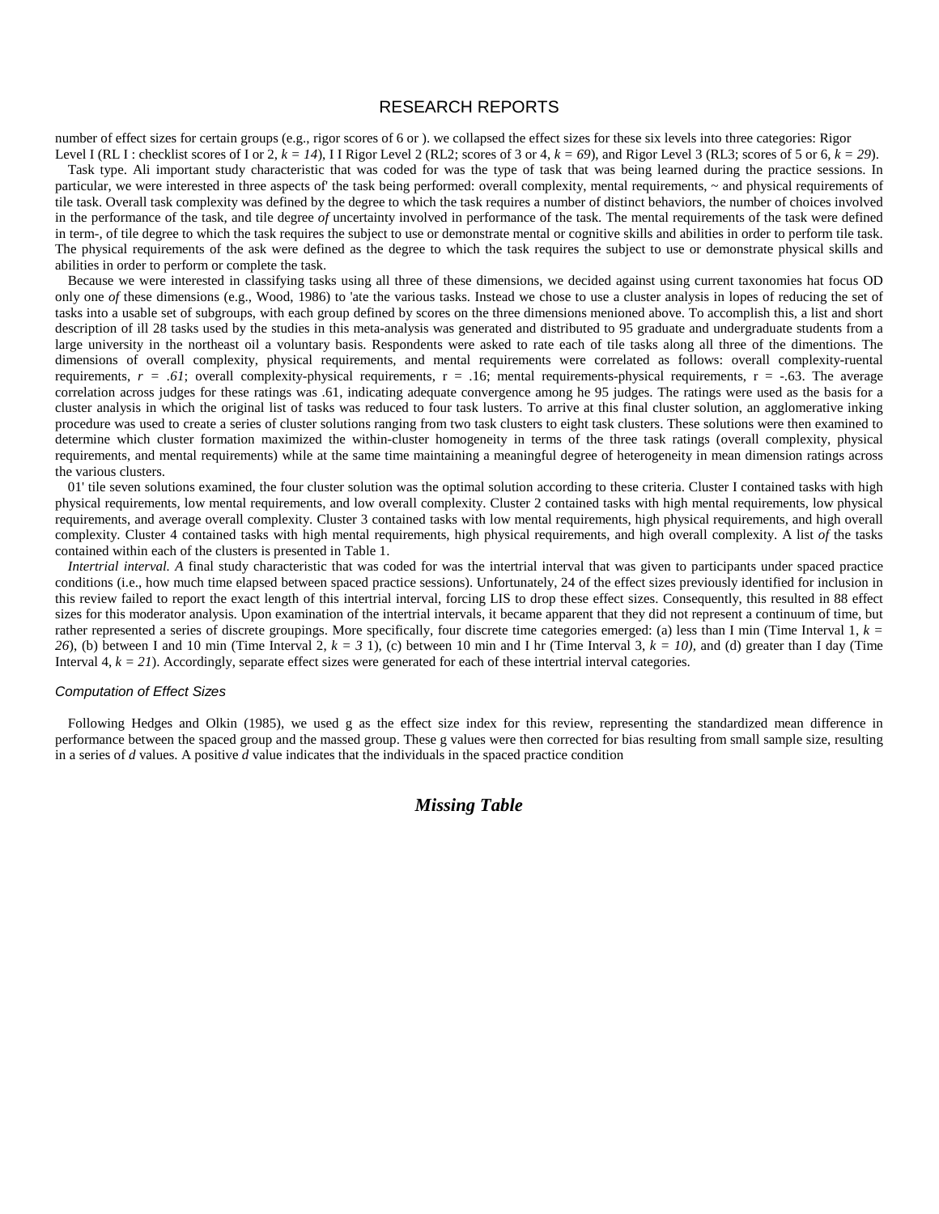number of effect sizes for certain groups (e.g., rigor scores of 6 or ). we collapsed the effect sizes for these six levels into three categories: Rigor Level I (RL I : checklist scores of I or 2, *k = 14*), I I Rigor Level 2 (RL2; scores of 3 or 4, *k = 69*), and Rigor Level 3 (RL3; scores of 5 or 6, *k = 29*).

Task type. Ali important study characteristic that was coded for was the type of task that was being learned during the practice sessions. In particular, we were interested in three aspects of' the task being performed: overall complexity, mental requirements, ~ and physical requirements of tile task. Overall task complexity was defined by the degree to which the task requires a number of distinct behaviors, the number of choices involved in the performance of the task, and tile degree *of* uncertainty involved in performance of the task. The mental requirements of the task were defined in term-, of tile degree to which the task requires the subject to use or demonstrate mental or cognitive skills and abilities in order to perform tile task. The physical requirements of the ask were defined as the degree to which the task requires the subject to use or demonstrate physical skills and abilities in order to perform or complete the task.

Because we were interested in classifying tasks using all three of these dimensions, we decided against using current taxonomies hat focus OD only one *of* these dimensions (e.g., Wood, 1986) to 'ate the various tasks. Instead we chose to use a cluster analysis in lopes of reducing the set of tasks into a usable set of subgroups, with each group defined by scores on the three dimensions menioned above. To accomplish this, a list and short description of ill 28 tasks used by the studies in this meta-analysis was generated and distributed to 95 graduate and undergraduate students from a large university in the northeast oil a voluntary basis. Respondents were asked to rate each of tile tasks along all three of the dimentions. The dimensions of overall complexity, physical requirements, and mental requirements were correlated as follows: overall complexity-ruental requirements, *r = .61*; overall complexity-physical requirements, r = .16; mental requirements-physical requirements, r = -.63. The average correlation across judges for these ratings was .61, indicating adequate convergence among he 95 judges. The ratings were used as the basis for a cluster analysis in which the original list of tasks was reduced to four task lusters. To arrive at this final cluster solution, an agglomerative inking procedure was used to create a series of cluster solutions ranging from two task clusters to eight task clusters. These solutions were then examined to determine which cluster formation maximized the within-cluster homogeneity in terms of the three task ratings (overall complexity, physical requirements, and mental requirements) while at the same time maintaining a meaningful degree of heterogeneity in mean dimension ratings across the various clusters.

01' tile seven solutions examined, the four cluster solution was the optimal solution according to these criteria. Cluster I contained tasks with high physical requirements, low mental requirements, and low overall complexity. Cluster 2 contained tasks with high mental requirements, low physical requirements, and average overall complexity. Cluster 3 contained tasks with low mental requirements, high physical requirements, and high overall complexity. Cluster 4 contained tasks with high mental requirements, high physical requirements, and high overall complexity. A list *of* the tasks contained within each of the clusters is presented in Table 1.

*Intertrial interval. A* final study characteristic that was coded for was the intertrial interval that was given to participants under spaced practice conditions (i.e., how much time elapsed between spaced practice sessions). Unfortunately, 24 of the effect sizes previously identified for inclusion in this review failed to report the exact length of this intertrial interval, forcing LIS to drop these effect sizes. Consequently, this resulted in 88 effect sizes for this moderator analysis. Upon examination of the intertrial intervals, it became apparent that they did not represent a continuum of time, but rather represented a series of discrete groupings. More specifically, four discrete time categories emerged: (a) less than I min (Time Interval 1, *k = 26*), (b) between I and 10 min (Time Interval 2, *k = 3* 1), (c) between 10 min and I hr (Time Interval 3, *k = 10),* and (d) greater than I day (Time Interval 4, *k = 21*). Accordingly, separate effect sizes were generated for each of these intertrial interval categories.

### *Computation of Effect Sizes*

Following Hedges and Olkin (1985), we used g as the effect size index for this review, representing the standardized mean difference in performance between the spaced group and the massed group. These g values were then corrected for bias resulting from small sample size, resulting in a series of *d* values. A positive *d* value indicates that the individuals in the spaced practice condition

***Missing Table***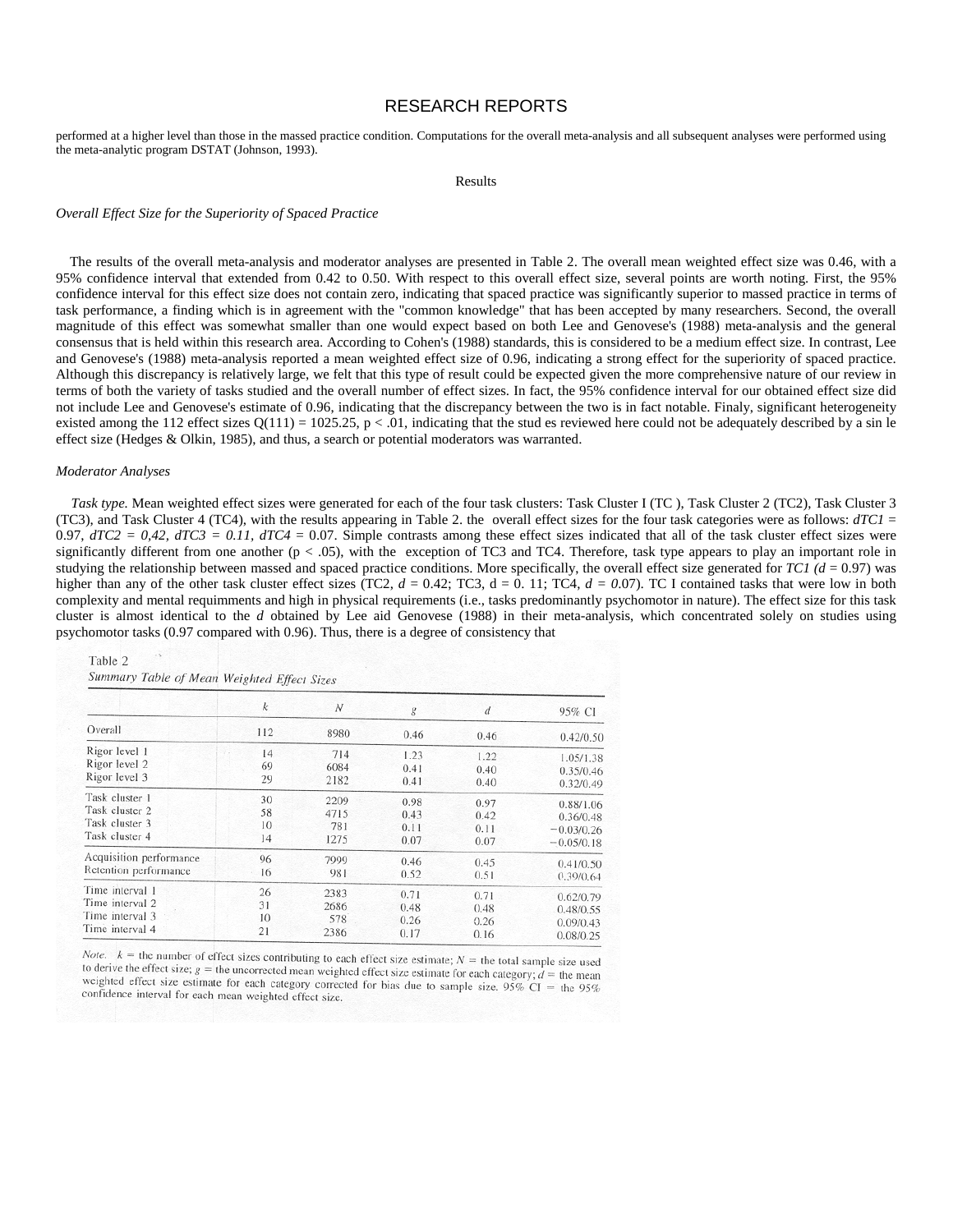performed at a higher level than those in the massed practice condition. Computations for the overall meta-analysis and all subsequent analyses were performed using the meta-analytic program DSTAT (Johnson, 1993).

## Results

### *Overall Effect Size for the Superiority of Spaced Practice*

The results of the overall meta-analysis and moderator analyses are presented in Table 2. The overall mean weighted effect size was 0.46, with a 95% confidence interval that extended from 0.42 to 0.50. With respect to this overall effect size, several points are worth noting. First, the 95% confidence interval for this effect size does not contain zero, indicating that spaced practice was significantly superior to massed practice in terms of task performance, a finding which is in agreement with the "common knowledge" that has been accepted by many researchers. Second, the overall magnitude of this effect was somewhat smaller than one would expect based on both Lee and Genovese's (1988) meta-analysis and the general consensus that is held within this research area. According to Cohen's (1988) standards, this is considered to be a medium effect size. In contrast, Lee and Genovese's (1988) meta-analysis reported a mean weighted effect size of 0.96, indicating a strong effect for the superiority of spaced practice. Although this discrepancy is relatively large, we felt that this type of result could be expected given the more comprehensive nature of our review in terms of both the variety of tasks studied and the overall number of effect sizes. In fact, the 95% confidence interval for our obtained effect size did not include Lee and Genovese's estimate of 0.96, indicating that the discrepancy between the two is in fact notable. Finaly, significant heterogeneity existed among the 112 effect sizes $Q(111) = 1025.25$, $p < .01$, indicating that the stud es reviewed here could not be adequately described by a sin le effect size (Hedges & Olkin, 1985), and thus, a search or potential moderators was warranted.

### *Moderator Analyses*

*Task type.* Mean weighted effect sizes were generated for each of the four task clusters: Task Cluster I (TC ), Task Cluster 2 (TC2), Task Cluster 3 (TC3), and Task Cluster 4 (TC4), with the results appearing in Table 2. the overall effect sizes for the four task categories were as follows: $dTC1 = 0.97$, $dTC2 = 0{,}42$, $dTC3 = 0.11$, $dTC4 = 0.07$. Simple contrasts among these effect sizes indicated that all of the task cluster effect sizes were significantly different from one another ($p < .05$), with the exception of TC3 and TC4. Therefore, task type appears to play an important role in studying the relationship between massed and spaced practice conditions. More specifically, the overall effect size generated for *TC1* ($d = 0.97$) was higher than any of the other task cluster effect sizes (TC2, $d = 0.42$; TC3, $d = 0.11$; TC4, $d = 0.07$). TC I contained tasks that were low in both complexity and mental requimments and high in physical requirements (i.e., tasks predominantly psychomotor in nature). The effect size for this task cluster is almost identical to the *d* obtained by Lee aid Genovese (1988) in their meta-analysis, which concentrated solely on studies using psychomotor tasks (0.97 compared with 0.96). Thus, there is a degree of consistency that

Table 2
*Summary Table of Mean Weighted Effect Sizes*

| | $k$ | $N$ | $g$ | $d$ | 95% CI |
|---|---|---|---|---|---|
| Overall | 112 | 8980 | 0.46 | 0.46 | 0.42/0.50 |
| Rigor level 1 | 14 | 714 | 1.23 | 1.22 | 1.05/1.38 |
| Rigor level 2 | 69 | 6084 | 0.41 | 0.40 | 0.35/0.46 |
| Rigor level 3 | 29 | 2182 | 0.41 | 0.40 | 0.32/0.49 |
| Task cluster 1 | 30 | 2209 | 0.98 | 0.97 | 0.88/1.06 |
| Task cluster 2 | 58 | 4715 | 0.43 | 0.42 | 0.36/0.48 |
| Task cluster 3 | 10 | 781 | 0.11 | 0.11 | −0.03/0.26 |
| Task cluster 4 | 14 | 1275 | 0.07 | 0.07 | −0.05/0.18 |
| Acquisition performance | 96 | 7999 | 0.46 | 0.45 | 0.41/0.50 |
| Retention performance | 16 | 981 | 0.52 | 0.51 | 0.39/0.64 |
| Time interval 1 | 26 | 2383 | 0.71 | 0.71 | 0.62/0.79 |
| Time interval 2 | 31 | 2686 | 0.48 | 0.48 | 0.48/0.55 |
| Time interval 3 | 10 | 578 | 0.26 | 0.26 | 0.09/0.43 |
| Time interval 4 | 21 | 2386 | 0.17 | 0.16 | 0.08/0.25 |

*Note.* $k$ = the number of effect sizes contributing to each effect size estimate; $N$ = the total sample size used to derive the effect size; $g$ = the uncorrected mean weighted effect size estimate for each category; $d$ = the mean weighted effect size estimate for each category corrected for bias due to sample size. 95% CI = the 95% confidence interval for each mean weighted effect size.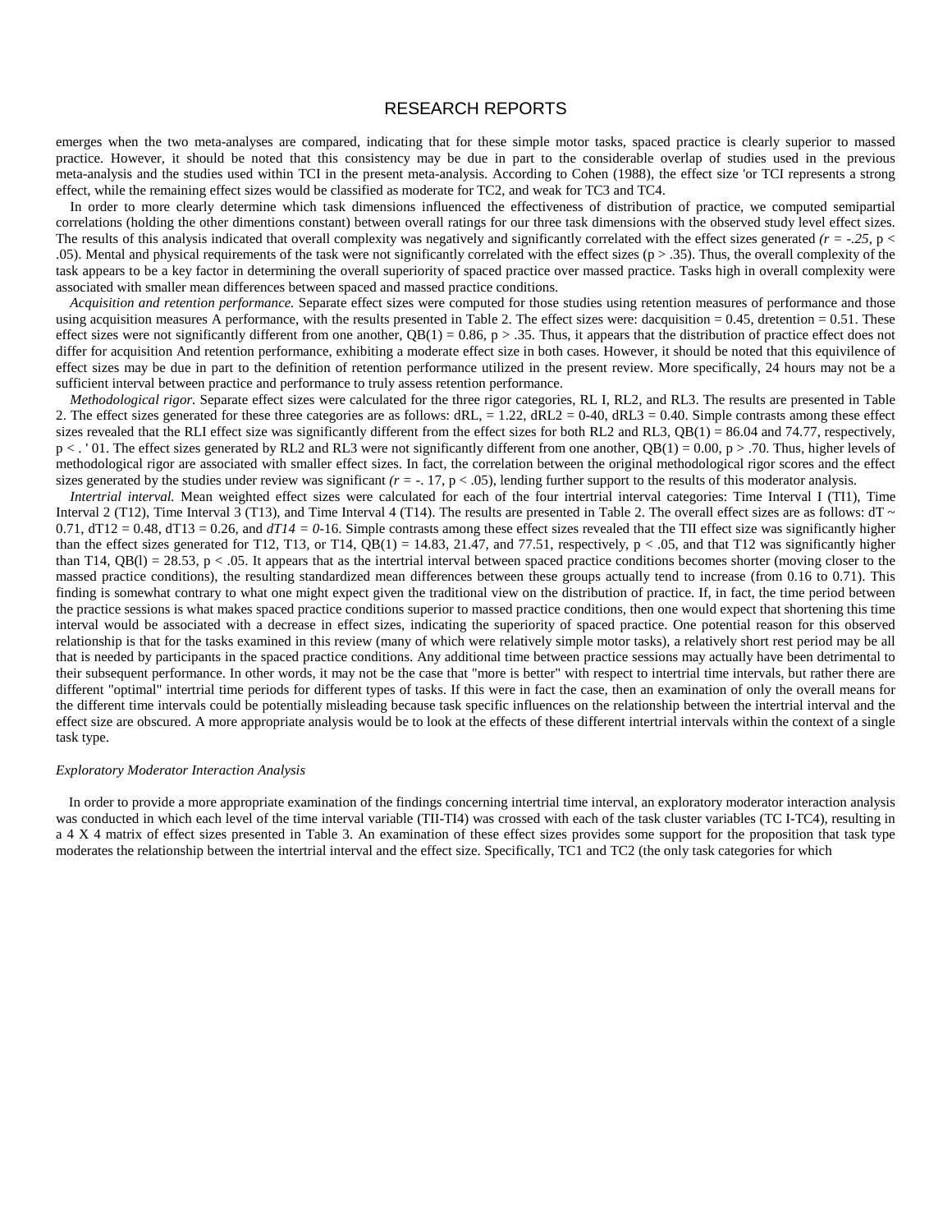emerges when the two meta-analyses are compared, indicating that for these simple motor tasks, spaced practice is clearly superior to massed practice. However, it should be noted that this consistency may be due in part to the considerable overlap of studies used in the previous meta-analysis and the studies used within TCI in the present meta-analysis. According to Cohen (1988), the effect size 'or TCI represents a strong effect, while the remaining effect sizes would be classified as moderate for TC2, and weak for TC3 and TC4.

In order to more clearly determine which task dimensions influenced the effectiveness of distribution of practice, we computed semipartial correlations (holding the other dimentions constant) between overall ratings for our three task dimensions with the observed study level effect sizes. The results of this analysis indicated that overall complexity was negatively and significantly correlated with the effect sizes generated *(r = -.25,* p < .05). Mental and physical requirements of the task were not significantly correlated with the effect sizes (p > .35). Thus, the overall complexity of the task appears to be a key factor in determining the overall superiority of spaced practice over massed practice. Tasks high in overall complexity were associated with smaller mean differences between spaced and massed practice conditions.

*Acquisition and retention performance.* Separate effect sizes were computed for those studies using retention measures of performance and those using acquisition measures A performance, with the results presented in Table 2. The effect sizes were: dacquisition = 0.45, dretention = 0.51. These effect sizes were not significantly different from one another, QB(1) = 0.86, p > .35. Thus, it appears that the distribution of practice effect does not differ for acquisition And retention performance, exhibiting a moderate effect size in both cases. However, it should be noted that this equivilence of effect sizes may be due in part to the definition of retention performance utilized in the present review. More specifically, 24 hours may not be a sufficient interval between practice and performance to truly assess retention performance.

*Methodological rigor.* Separate effect sizes were calculated for the three rigor categories, RL I, RL2, and RL3. The results are presented in Table 2. The effect sizes generated for these three categories are as follows: dRL, = 1.22, dRL2 = 0-40, dRL3 = 0.40. Simple contrasts among these effect sizes revealed that the RLI effect size was significantly different from the effect sizes for both RL2 and RL3, QB(1) = 86.04 and 74.77, respectively, p < . ' 01. The effect sizes generated by RL2 and RL3 were not significantly different from one another, QB(1) = 0.00, p > .70. Thus, higher levels of methodological rigor are associated with smaller effect sizes. In fact, the correlation between the original methodological rigor scores and the effect sizes generated by the studies under review was significant *(r* = -. 17, p < .05), lending further support to the results of this moderator analysis.

*Intertrial interval.* Mean weighted effect sizes were calculated for each of the four intertrial interval categories: Time Interval I (TI1), Time Interval 2 (T12), Time Interval 3 (T13), and Time Interval 4 (T14). The results are presented in Table 2. The overall effect sizes are as follows: dT ~ 0.71, dT12 = 0.48, dT13 = 0.26, and *dT14 = 0*-16. Simple contrasts among these effect sizes revealed that the TII effect size was significantly higher than the effect sizes generated for T12, T13, or T14, QB(1) = 14.83, 21.47, and 77.51, respectively, p < .05, and that T12 was significantly higher than T14, QB(l) = 28.53, p < .05. It appears that as the intertrial interval between spaced practice conditions becomes shorter (moving closer to the massed practice conditions), the resulting standardized mean differences between these groups actually tend to increase (from 0.16 to 0.71). This finding is somewhat contrary to what one might expect given the traditional view on the distribution of practice. If, in fact, the time period between the practice sessions is what makes spaced practice conditions superior to massed practice conditions, then one would expect that shortening this time interval would be associated with a decrease in effect sizes, indicating the superiority of spaced practice. One potential reason for this observed relationship is that for the tasks examined in this review (many of which were relatively simple motor tasks), a relatively short rest period may be all that is needed by participants in the spaced practice conditions. Any additional time between practice sessions may actually have been detrimental to their subsequent performance. In other words, it may not be the case that "more is better" with respect to intertrial time intervals, but rather there are different "optimal" intertrial time periods for different types of tasks. If this were in fact the case, then an examination of only the overall means for the different time intervals could be potentially misleading because task specific influences on the relationship between the intertrial interval and the effect size are obscured. A more appropriate analysis would be to look at the effects of these different intertrial intervals within the context of a single task type.

### *Exploratory Moderator Interaction Analysis*

In order to provide a more appropriate examination of the findings concerning intertrial time interval, an exploratory moderator interaction analysis was conducted in which each level of the time interval variable (TII-TI4) was crossed with each of the task cluster variables (TC I-TC4), resulting in a 4 X 4 matrix of effect sizes presented in Table 3. An examination of these effect sizes provides some support for the proposition that task type moderates the relationship between the intertrial interval and the effect size. Specifically, TC1 and TC2 (the only task categories for which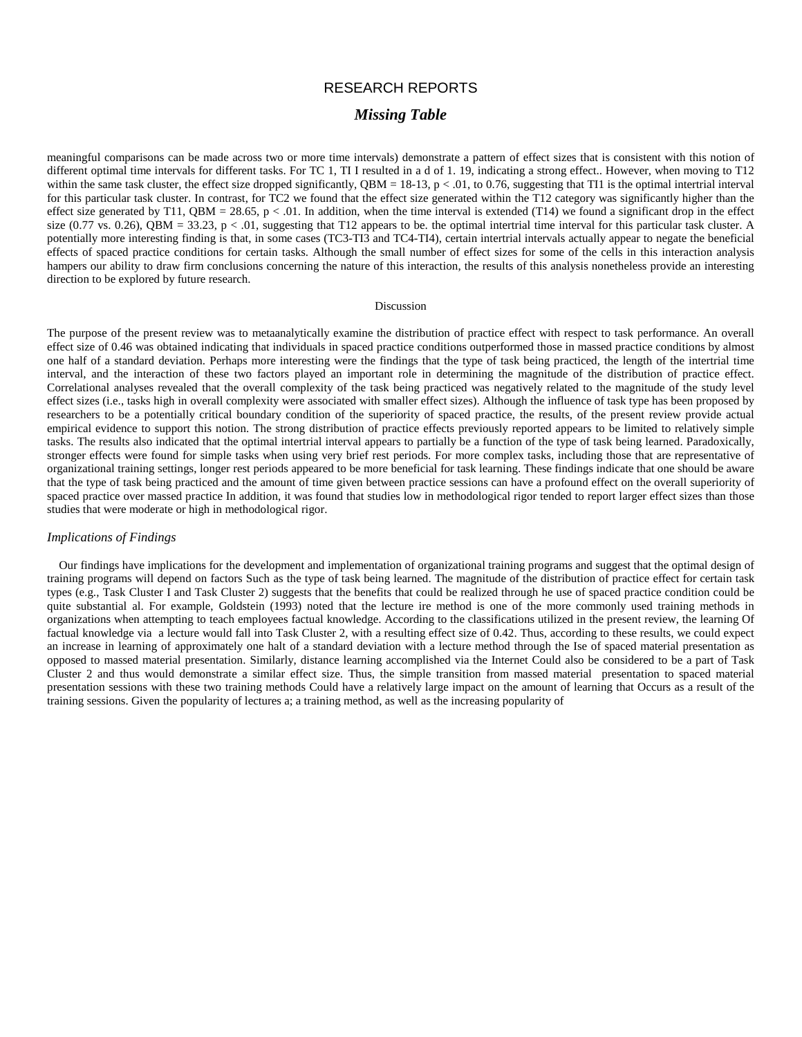# RESEARCH REPORTS

## *Missing Table*

meaningful comparisons can be made across two or more time intervals) demonstrate a pattern of effect sizes that is consistent with this notion of different optimal time intervals for different tasks. For TC 1, TI I resulted in a d of 1. 19, indicating a strong effect.. However, when moving to T12 within the same task cluster, the effect size dropped significantly, QBM = 18-13, p < .01, to 0.76, suggesting that TI1 is the optimal intertrial interval for this particular task cluster. In contrast, for TC2 we found that the effect size generated within the T12 category was significantly higher than the effect size generated by T11, QBM = 28.65, p < .01. In addition, when the time interval is extended (T14) we found a significant drop in the effect size (0.77 vs. 0.26), QBM = 33.23, p < .01, suggesting that T12 appears to be. the optimal intertrial time interval for this particular task cluster. A potentially more interesting finding is that, in some cases (TC3-TI3 and TC4-TI4), certain intertrial intervals actually appear to negate the beneficial effects of spaced practice conditions for certain tasks. Although the small number of effect sizes for some of the cells in this interaction analysis hampers our ability to draw firm conclusions concerning the nature of this interaction, the results of this analysis nonetheless provide an interesting direction to be explored by future research.

### Discussion

The purpose of the present review was to metaanalytically examine the distribution of practice effect with respect to task performance. An overall effect size of 0.46 was obtained indicating that individuals in spaced practice conditions outperformed those in massed practice conditions by almost one half of a standard deviation. Perhaps more interesting were the findings that the type of task being practiced, the length of the intertrial time interval, and the interaction of these two factors played an important role in determining the magnitude of the distribution of practice effect. Correlational analyses revealed that the overall complexity of the task being practiced was negatively related to the magnitude of the study level effect sizes (i.e., tasks high in overall complexity were associated with smaller effect sizes). Although the influence of task type has been proposed by researchers to be a potentially critical boundary condition of the superiority of spaced practice, the results, of the present review provide actual empirical evidence to support this notion. The strong distribution of practice effects previously reported appears to be limited to relatively simple tasks. The results also indicated that the optimal intertrial interval appears to partially be a function of the type of task being learned. Paradoxically, stronger effects were found for simple tasks when using very brief rest periods. For more complex tasks, including those that are representative of organizational training settings, longer rest periods appeared to be more beneficial for task learning. These findings indicate that one should be aware that the type of task being practiced and the amount of time given between practice sessions can have a profound effect on the overall superiority of spaced practice over massed practice In addition, it was found that studies low in methodological rigor tended to report larger effect sizes than those studies that were moderate or high in methodological rigor.

### *Implications of Findings*

Our findings have implications for the development and implementation of organizational training programs and suggest that the optimal design of training programs will depend on factors Such as the type of task being learned. The magnitude of the distribution of practice effect for certain task types (e.g., Task Cluster I and Task Cluster 2) suggests that the benefits that could be realized through he use of spaced practice condition could be quite substantial al. For example, Goldstein (1993) noted that the lecture ire method is one of the more commonly used training methods in organizations when attempting to teach employees factual knowledge. According to the classifications utilized in the present review, the learning Of factual knowledge via a lecture would fall into Task Cluster 2, with a resulting effect size of 0.42. Thus, according to these results, we could expect an increase in learning of approximately one halt of a standard deviation with a lecture method through the Ise of spaced material presentation as opposed to massed material presentation. Similarly, distance learning accomplished via the Internet Could also be considered to be a part of Task Cluster 2 and thus would demonstrate a similar effect size. Thus, the simple transition from massed material presentation to spaced material presentation sessions with these two training methods Could have a relatively large impact on the amount of learning that Occurs as a result of the training sessions. Given the popularity of lectures a; a training method, as well as the increasing popularity of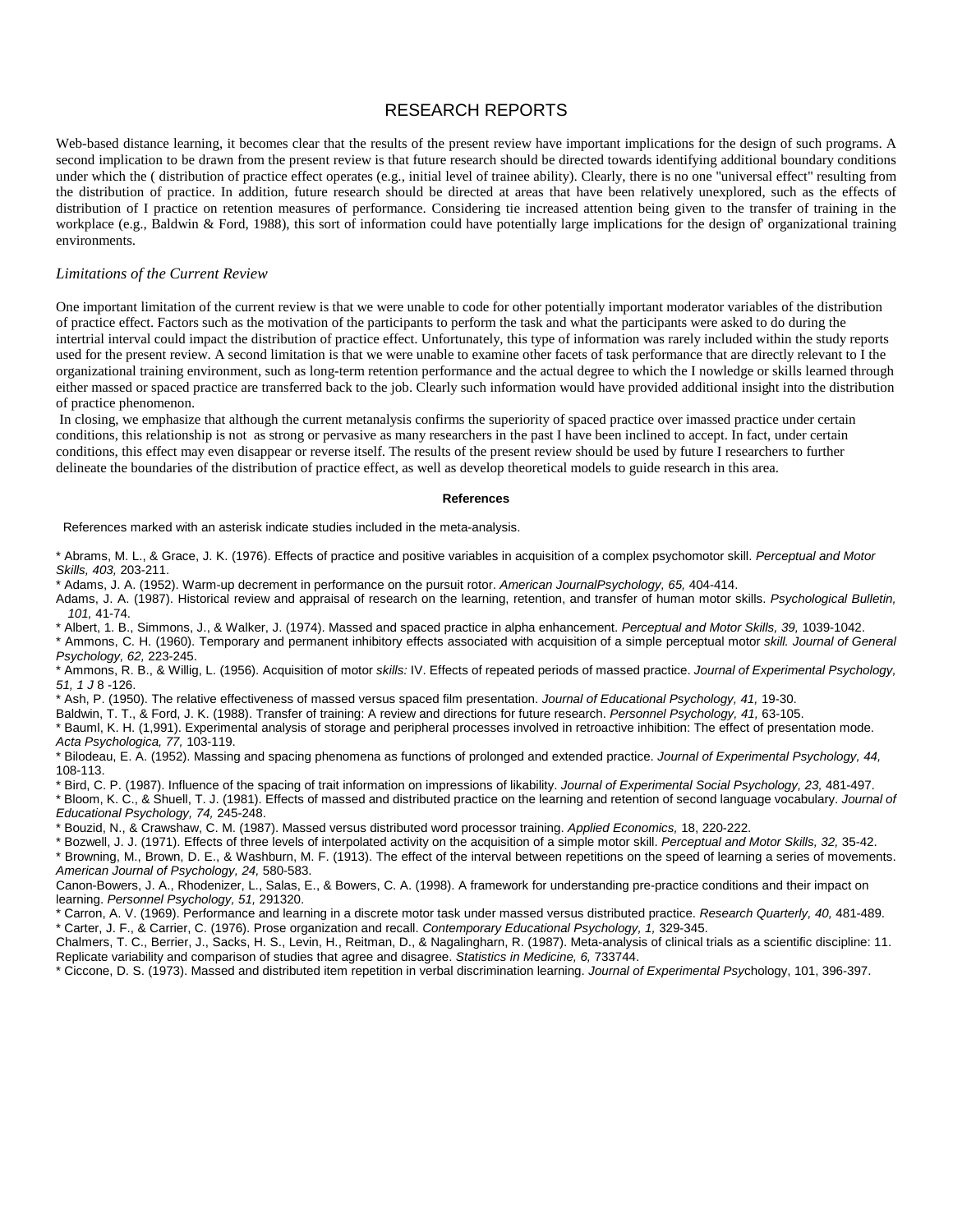Web-based distance learning, it becomes clear that the results of the present review have important implications for the design of such programs. A second implication to be drawn from the present review is that future research should be directed towards identifying additional boundary conditions under which the ( distribution of practice effect operates (e.g., initial level of trainee ability). Clearly, there is no one "universal effect" resulting from the distribution of practice. In addition, future research should be directed at areas that have been relatively unexplored, such as the effects of distribution of I practice on retention measures of performance. Considering tie increased attention being given to the transfer of training in the workplace (e.g., Baldwin & Ford, 1988), this sort of information could have potentially large implications for the design of' organizational training environments.

### *Limitations of the Current Review*

One important limitation of the current review is that we were unable to code for other potentially important moderator variables of the distribution of practice effect. Factors such as the motivation of the participants to perform the task and what the participants were asked to do during the intertrial interval could impact the distribution of practice effect. Unfortunately, this type of information was rarely included within the study reports used for the present review. A second limitation is that we were unable to examine other facets of task performance that are directly relevant to I the organizational training environment, such as long-term retention performance and the actual degree to which the I nowledge or skills learned through either massed or spaced practice are transferred back to the job. Clearly such information would have provided additional insight into the distribution of practice phenomenon.

In closing, we emphasize that although the current metanalysis confirms the superiority of spaced practice over imassed practice under certain conditions, this relationship is not as strong or pervasive as many researchers in the past I have been inclined to accept. In fact, under certain conditions, this effect may even disappear or reverse itself. The results of the present review should be used by future I researchers to further delineate the boundaries of the distribution of practice effect, as well as develop theoretical models to guide research in this area.

## References

References marked with an asterisk indicate studies included in the meta-analysis.

* Abrams, M. L., & Grace, J. K. (1976). Effects of practice and positive variables in acquisition of a complex psychomotor skill. *Perceptual and Motor Skills, 403,* 203-211.

* Adams, J. A. (1952). Warm-up decrement in performance on the pursuit rotor. *American JournalPsychology, 65,* 404-414.

Adams, J. A. (1987). Historical review and appraisal of research on the learning, retention, and transfer of human motor skills. *Psychological Bulletin, 101,* 41-74.

* Albert, 1. B., Simmons, J., & Walker, J. (1974). Massed and spaced practice in alpha enhancement. *Perceptual and Motor Skills, 39,* 1039-1042.

* Ammons, C. H. (1960). Temporary and permanent inhibitory effects associated with acquisition of a simple perceptual motor *skill. Journal of General Psychology, 62,* 223-245.

* Ammons, R. B., & Willig, L. (1956). Acquisition of motor *skills:* IV. Effects of repeated periods of massed practice. *Journal of Experimental Psychology, 51, 1 J* 8 -126.

* Ash, P. (1950). The relative effectiveness of massed versus spaced film presentation. *Journal of Educational Psychology, 41,* 19-30.

Baldwin, T. T., & Ford, J. K. (1988). Transfer of training: A review and directions for future research. *Personnel Psychology, 41,* 63-105.

* Bauml, K. H. (1,991). Experimental analysis of storage and peripheral processes involved in retroactive inhibition: The effect of presentation mode. *Acta Psychologica, 77,* 103-119.

* Bilodeau, E. A. (1952). Massing and spacing phenomena as functions of prolonged and extended practice. *Journal of Experimental Psychology, 44,* 108-113.

* Bird, C. P. (1987). Influence of the spacing of trait information on impressions of likability. *Journal of Experimental Social Psychology, 23,* 481-497.

* Bloom, K. C., & Shuell, T. J. (1981). Effects of massed and distributed practice on the learning and retention of second language vocabulary. *Journal of Educational Psychology, 74,* 245-248.

* Bouzid, N., & Crawshaw, C. M. (1987). Massed versus distributed word processor training. *Applied Economics,* 18, 220-222.

* Bozwell, J. J. (1971). Effects of three levels of interpolated activity on the acquisition of a simple motor skill. *Perceptual and Motor Skills, 32,* 35-42.

* Browning, M., Brown, D. E., & Washburn, M. F. (1913). The effect of the interval between repetitions on the speed of learning a series of movements. *American Journal of Psychology, 24,* 580-583.

Canon-Bowers, J. A., Rhodenizer, L., Salas, E., & Bowers, C. A. (1998). A framework for understanding pre-practice conditions and their impact on learning. *Personnel Psychology, 51,* 291320.

* Carron, A. V. (1969). Performance and learning in a discrete motor task under massed versus distributed practice. *Research Quarterly, 40,* 481-489.

* Carter, J. F., & Carrier, C. (1976). Prose organization and recall. *Contemporary Educational Psychology, 1,* 329-345.

Chalmers, T. C., Berrier, J., Sacks, H. S., Levin, H., Reitman, D., & Nagalingharn, R. (1987). Meta-analysis of clinical trials as a scientific discipline: 11. Replicate variability and comparison of studies that agree and disagree. *Statistics in Medicine, 6,* 733744.

* Ciccone, D. S. (1973). Massed and distributed item repetition in verbal discrimination learning. *Journal of Experimental Psy*chology, 101, 396-397.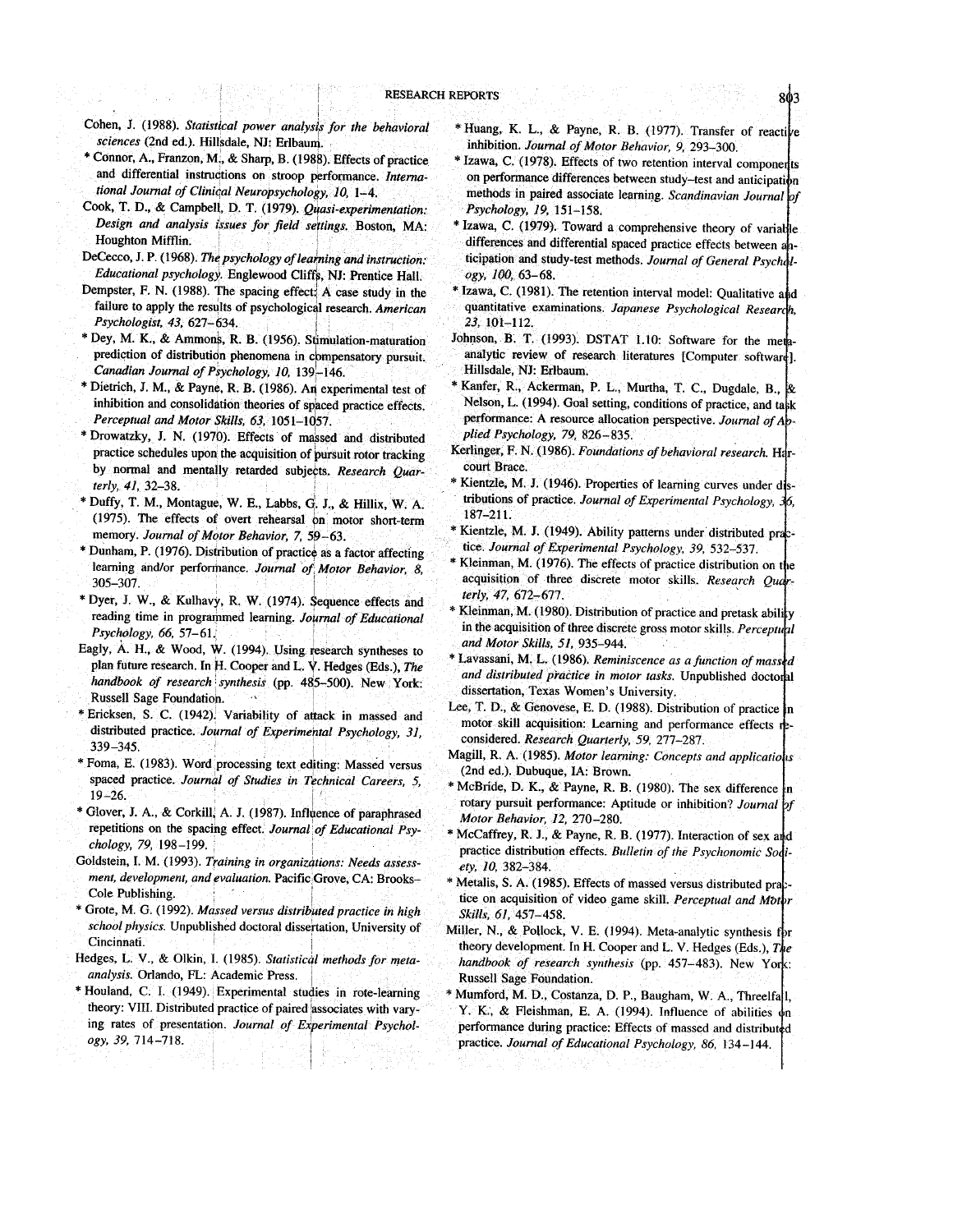Cohen, J. (1988). *Statistical power analysis for the behavioral sciences* (2nd ed.). Hillsdale, NJ: Erlbaum.

* Connor, A., Franzon, M., & Sharp, B. (1988). Effects of practice and differential instructions on stroop performance. *International Journal of Clinical Neuropsychology, 10,* 1–4.

Cook, T. D., & Campbell, D. T. (1979). *Quasi-experimentation: Design and analysis issues for field settings.* Boston, MA: Houghton Mifflin.

DeCecco, J. P. (1968). *The psychology of learning and instruction: Educational psychology.* Englewood Cliffs, NJ: Prentice Hall.

Dempster, F. N. (1988). The spacing effect: A case study in the failure to apply the results of psychological research. *American Psychologist, 43,* 627–634.

* Dey, M. K., & Ammons, R. B. (1956). Stimulation-maturation prediction of distribution phenomena in compensatory pursuit. *Canadian Journal of Psychology, 10,* 139–146.

* Dietrich, J. M., & Payne, R. B. (1986). An experimental test of inhibition and consolidation theories of spaced practice effects. *Perceptual and Motor Skills, 63,* 1051–1057.

* Drowatzky, J. N. (1970). Effects of massed and distributed practice schedules upon the acquisition of pursuit rotor tracking by normal and mentally retarded subjects. *Research Quarterly, 41,* 32–38.

* Duffy, T. M., Montague, W. E., Labbs, G. J., & Hillix, W. A. (1975). The effects of overt rehearsal on motor short-term memory. *Journal of Motor Behavior, 7,* 59–63.

* Dunham, P. (1976). Distribution of practice as a factor affecting learning and/or performance. *Journal of Motor Behavior, 8,* 305–307.

* Dyer, J. W., & Kulhavy, R. W. (1974). Sequence effects and reading time in programmed learning. *Journal of Educational Psychology, 66,* 57–61.

Eagly, A. H., & Wood, W. (1994). Using research syntheses to plan future research. In H. Cooper and L. V. Hedges (Eds.), *The handbook of research synthesis* (pp. 485–500). New York: Russell Sage Foundation.

* Ericksen, S. C. (1942). Variability of attack in massed and distributed practice. *Journal of Experimental Psychology, 31,* 339–345.

* Foma, E. (1983). Word processing text editing: Massed versus spaced practice. *Journal of Studies in Technical Careers, 5,* 19–26.

* Glover, J. A., & Corkill, A. J. (1987). Influence of paraphrased repetitions on the spacing effect. *Journal of Educational Psychology, 79,* 198–199.

Goldstein, I. M. (1993). *Training in organizations: Needs assessment, development, and evaluation.* Pacific Grove, CA: Brooks–Cole Publishing.

* Grote, M. G. (1992). *Massed versus distributed practice in high school physics.* Unpublished doctoral dissertation, University of Cincinnati.

Hedges, L. V., & Olkin, I. (1985). *Statistical methods for meta-analysis.* Orlando, FL: Academic Press.

* Houland, C. I. (1949). Experimental studies in rote-learning theory: VIII. Distributed practice of paired associates with varying rates of presentation. *Journal of Experimental Psychology, 39,* 714–718.

* Huang, K. L., & Payne, R. B. (1977). Transfer of reactive inhibition. *Journal of Motor Behavior, 9,* 293–300.

* Izawa, C. (1978). Effects of two retention interval components on performance differences between study–test and anticipation methods in paired associate learning. *Scandinavian Journal of Psychology, 19,* 151–158.

* Izawa, C. (1979). Toward a comprehensive theory of variable differences and differential spaced practice effects between anticipation and study-test methods. *Journal of General Psychology, 100,* 63–68.

* Izawa, C. (1981). The retention interval model: Qualitative and quantitative examinations. *Japanese Psychological Research, 23,* 101–112.

Johnson, B. T. (1993). DSTAT 1.10: Software for the meta-analytic review of research literatures [Computer software]. Hillsdale, NJ: Erlbaum.

* Kanfer, R., Ackerman, P. L., Murtha, T. C., Dugdale, B., & Nelson, L. (1994). Goal setting, conditions of practice, and task performance: A resource allocation perspective. *Journal of Applied Psychology, 79,* 826–835.

Kerlinger, F. N. (1986). *Foundations of behavioral research.* Harcourt Brace.

* Kientzle, M. J. (1946). Properties of learning curves under distributions of practice. *Journal of Experimental Psychology, 36,* 187–211.

* Kientzle, M. J. (1949). Ability patterns under distributed practice. *Journal of Experimental Psychology, 39,* 532–537.

* Kleinman, M. (1976). The effects of practice distribution on the acquisition of three discrete motor skills. *Research Quarterly, 47,* 672–677.

* Kleinman, M. (1980). Distribution of practice and pretask ability in the acquisition of three discrete gross motor skills. *Perceptual and Motor Skills, 51,* 935–944.

* Lavassani, M. L. (1986). *Reminiscence as a function of massed and distributed practice in motor tasks.* Unpublished doctoral dissertation, Texas Women's University.

Lee, T. D., & Genovese, E. D. (1988). Distribution of practice in motor skill acquisition: Learning and performance effects reconsidered. *Research Quarterly, 59,* 277–287.

Magill, R. A. (1985). *Motor learning: Concepts and applications* (2nd ed.). Dubuque, IA: Brown.

* McBride, D. K., & Payne, R. B. (1980). The sex difference in rotary pursuit performance: Aptitude or inhibition? *Journal of Motor Behavior, 12,* 270–280.

* McCaffrey, R. J., & Payne, R. B. (1977). Interaction of sex and practice distribution effects. *Bulletin of the Psychonomic Society, 10,* 382–384.

* Metalis, S. A. (1985). Effects of massed versus distributed practice on acquisition of video game skill. *Perceptual and Motor Skills, 61,* 457–458.

Miller, N., & Pollock, V. E. (1994). Meta-analytic synthesis for theory development. In H. Cooper and L. V. Hedges (Eds.), *The handbook of research synthesis* (pp. 457–483). New York: Russell Sage Foundation.

* Mumford, M. D., Costanza, D. P., Baugham, W. A., Threelfall, Y. K., & Fleishman, E. A. (1994). Influence of abilities on performance during practice: Effects of massed and distributed practice. *Journal of Educational Psychology, 86,* 134–144.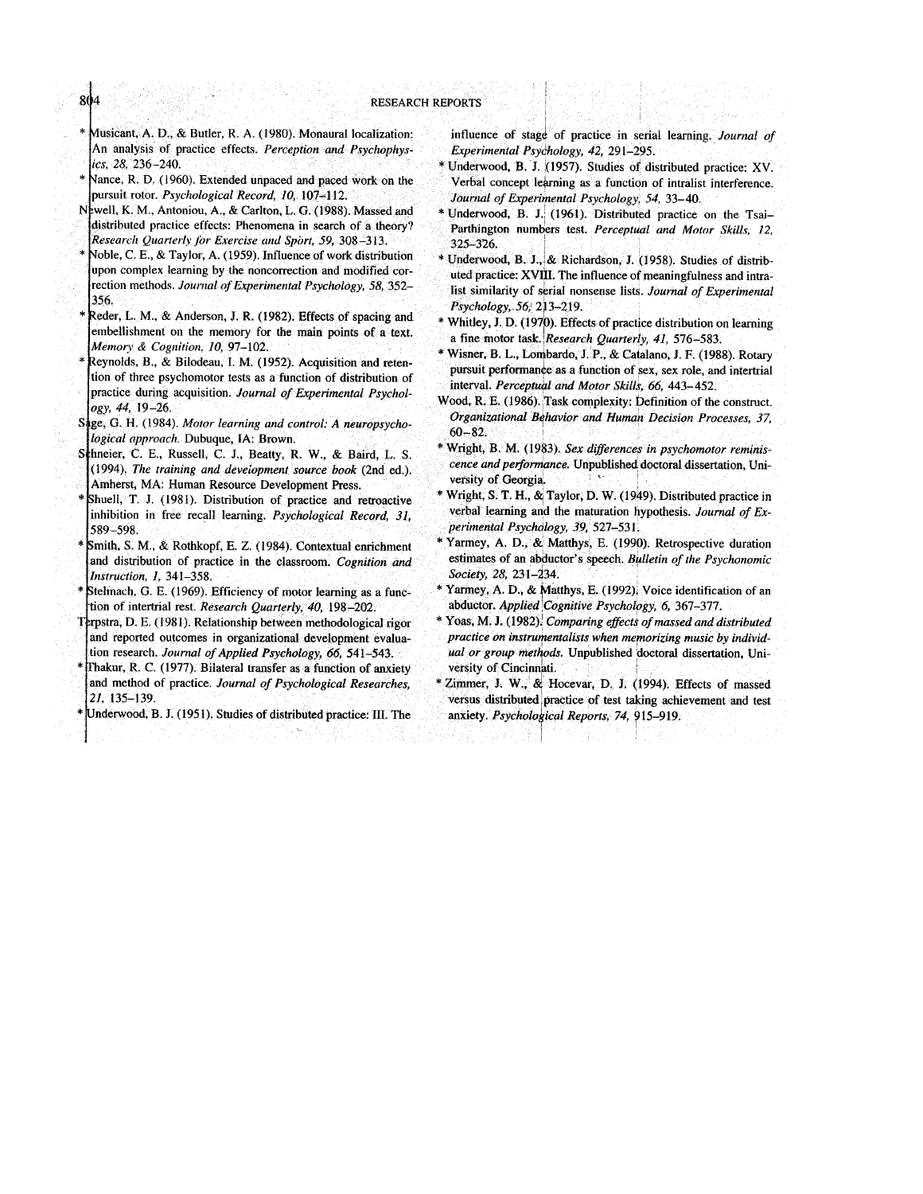* Musicant, A. D., & Butler, R. A. (1980). Monaural localization: An analysis of practice effects. *Perception and Psychophysics, 28,* 236–240.

* Nance, R. D. (1960). Extended unpaced and paced work on the pursuit rotor. *Psychological Record, 10,* 107–112.

Newell, K. M., Antoniou, A., & Carlton, L. G. (1988). Massed and distributed practice effects: Phenomena in search of a theory? *Research Quarterly for Exercise and Sport, 59,* 308–313.

* Noble, C. E., & Taylor, A. (1959). Influence of work distribution upon complex learning by the noncorrection and modified correction methods. *Journal of Experimental Psychology, 58,* 352–356.

* Reder, L. M., & Anderson, J. R. (1982). Effects of spacing and embellishment on the memory for the main points of a text. *Memory & Cognition, 10,* 97–102.

* Reynolds, B., & Bilodeau, I. M. (1952). Acquisition and retention of three psychomotor tests as a function of distribution of practice during acquisition. *Journal of Experimental Psychology, 44,* 19–26.

Sage, G. H. (1984). *Motor learning and control: A neuropsychological approach.* Dubuque, IA: Brown.

Schneier, C. E., Russell, C. J., Beatty, R. W., & Baird, L. S. (1994). *The training and development source book* (2nd ed.). Amherst, MA: Human Resource Development Press.

* Shuell, T. J. (1981). Distribution of practice and retroactive inhibition in free recall learning. *Psychological Record, 31,* 589–598.

* Smith, S. M., & Rothkopf, E. Z. (1984). Contextual enrichment and distribution of practice in the classroom. *Cognition and Instruction, 1,* 341–358.

* Stelmach, G. E. (1969). Efficiency of motor learning as a function of intertrial rest. *Research Quarterly, 40,* 198–202.

Terpstra, D. E. (1981). Relationship between methodological rigor and reported outcomes in organizational development evaluation research. *Journal of Applied Psychology, 66,* 541–543.

* Thakur, R. C. (1977). Bilateral transfer as a function of anxiety and method of practice. *Journal of Psychological Researches, 21,* 135–139.

* Underwood, B. J. (1951). Studies of distributed practice: III. The influence of stage of practice in serial learning. *Journal of Experimental Psychology, 42,* 291–295.

* Underwood, B. J. (1957). Studies of distributed practice: XV. Verbal concept learning as a function of intralist interference. *Journal of Experimental Psychology, 54,* 33–40.

* Underwood, B. J. (1961). Distributed practice on the Tsai–Parthington numbers test. *Perceptual and Motor Skills, 12,* 325–326.

* Underwood, B. J., & Richardson, J. (1958). Studies of distributed practice: XVIII. The influence of meaningfulness and intralist similarity of serial nonsense lists. *Journal of Experimental Psychology, 56,* 213–219.

* Whitley, J. D. (1970). Effects of practice distribution on learning a fine motor task. *Research Quarterly, 41,* 576–583.

* Wisner, B. L., Lombardo, J. P., & Catalano, J. F. (1988). Rotary pursuit performance as a function of sex, sex role, and intertrial interval. *Perceptual and Motor Skills, 66,* 443–452.

Wood, R. E. (1986). Task complexity: Definition of the construct. *Organizational Behavior and Human Decision Processes, 37,* 60–82.

* Wright, B. M. (1983). *Sex differences in psychomotor reminiscence and performance.* Unpublished doctoral dissertation, University of Georgia.

* Wright, S. T. H., & Taylor, D. W. (1949). Distributed practice in verbal learning and the maturation hypothesis. *Journal of Experimental Psychology, 39,* 527–531.

* Yarmey, A. D., & Matthys, E. (1990). Retrospective duration estimates of an abductor's speech. *Bulletin of the Psychonomic Society, 28,* 231–234.

* Yarmey, A. D., & Matthys, E. (1992). Voice identification of an abductor. *Applied Cognitive Psychology, 6,* 367–377.

* Yoas, M. J. (1982). *Comparing effects of massed and distributed practice on instrumentalists when memorizing music by individual or group methods.* Unpublished doctoral dissertation, University of Cincinnati.

* Zimmer, J. W., & Hocevar, D. J. (1994). Effects of massed versus distributed practice of test taking achievement and test anxiety. *Psychological Reports, 74,* 915–919.